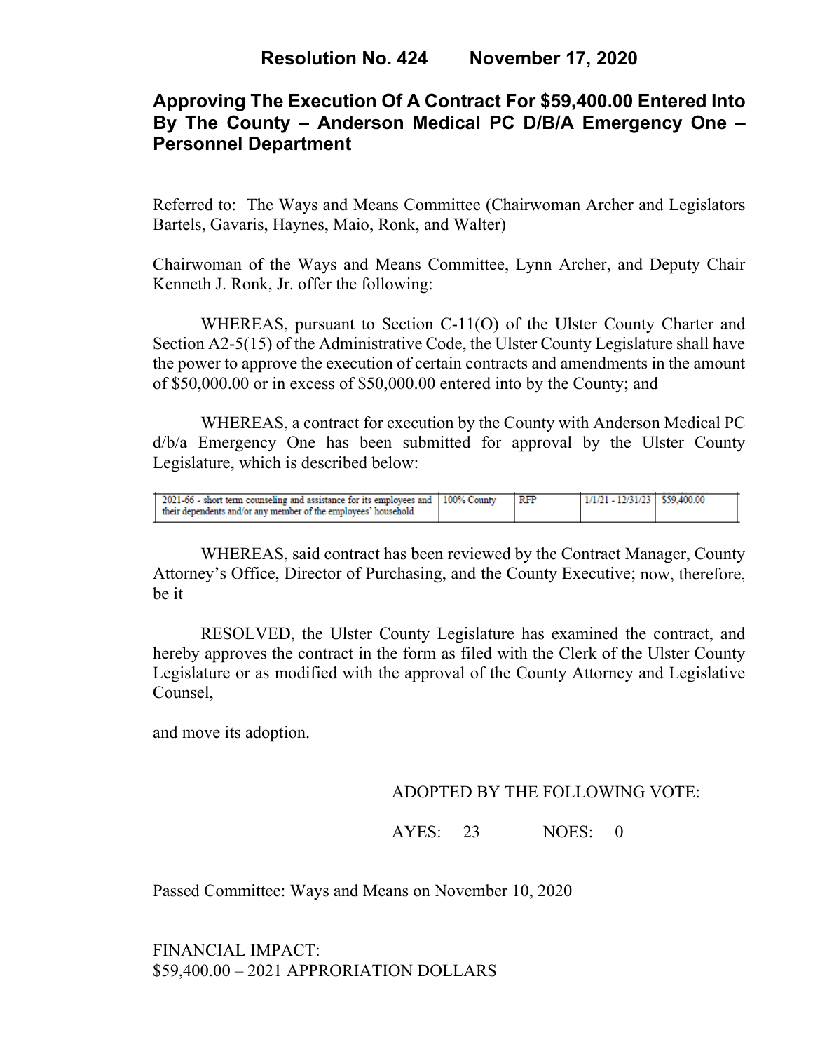# Resolution No. 424 November 17, 2020

## Approving The Execution Of A Contract For $59,400.00 Entered Into By The County – Anderson Medical PC D/B/A Emergency One – Personnel Department

Referred to: The Ways and Means Committee (Chairwoman Archer and Legislators Bartels, Gavaris, Haynes, Maio, Ronk, and Walter)

Chairwoman of the Ways and Means Committee, Lynn Archer, and Deputy Chair Kenneth J. Ronk, Jr. offer the following:

WHEREAS, pursuant to Section C-11(O) of the Ulster County Charter and Section A2-5(15) of the Administrative Code, the Ulster County Legislature shall have the power to approve the execution of certain contracts and amendments in the amount of $50,000.00 or in excess of $50,000.00 entered into by the County; and

WHEREAS, a contract for execution by the County with Anderson Medical PC d/b/a Emergency One has been submitted for approval by the Ulster County Legislature, which is described below:

| | | | | |
|---|---|---|---|---|
| 2021-66 - short term counseling and assistance for its employees and their dependents and/or any member of the employees' household | 100% County | RFP | 1/1/21 - 12/31/23 | $59,400.00 |

WHEREAS, said contract has been reviewed by the Contract Manager, County Attorney's Office, Director of Purchasing, and the County Executive; now, therefore, be it

RESOLVED, the Ulster County Legislature has examined the contract, and hereby approves the contract in the form as filed with the Clerk of the Ulster County Legislature or as modified with the approval of the County Attorney and Legislative Counsel,

and move its adoption.

ADOPTED BY THE FOLLOWING VOTE:

AYES: 23 NOES: 0

Passed Committee: Ways and Means on November 10, 2020

FINANCIAL IMPACT:
$59,400.00 – 2021 APPRORIATION DOLLARS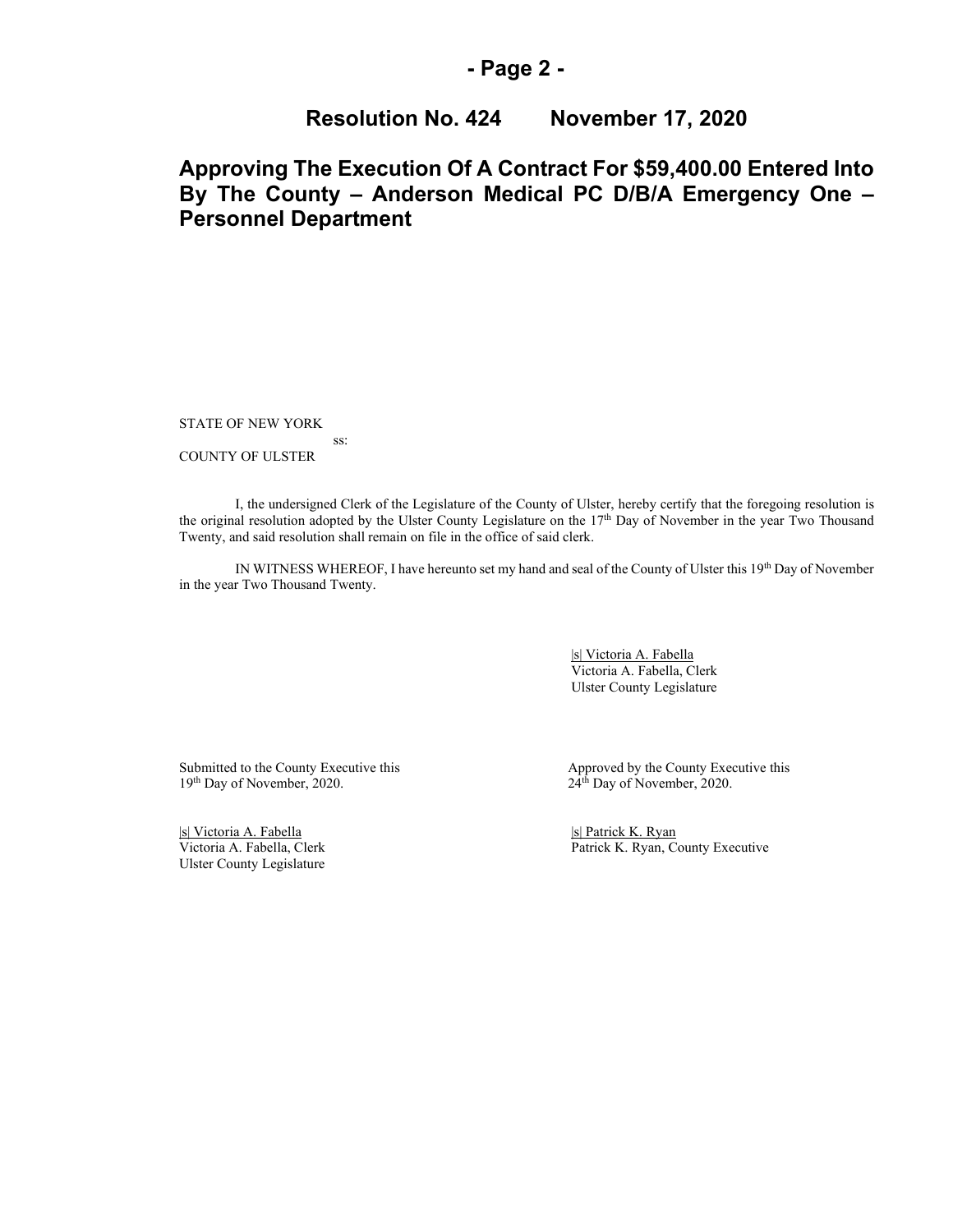## Resolution No. 424 November 17, 2020

## Approving The Execution Of A Contract For $59,400.00 Entered Into By The County – Anderson Medical PC D/B/A Emergency One – Personnel Department

STATE OF NEW YORK
ss:
COUNTY OF ULSTER

I, the undersigned Clerk of the Legislature of the County of Ulster, hereby certify that the foregoing resolution is the original resolution adopted by the Ulster County Legislature on the 17th Day of November in the year Two Thousand Twenty, and said resolution shall remain on file in the office of said clerk.

IN WITNESS WHEREOF, I have hereunto set my hand and seal of the County of Ulster this 19th Day of November in the year Two Thousand Twenty.

|s| Victoria A. Fabella
Victoria A. Fabella, Clerk
Ulster County Legislature

Submitted to the County Executive this 19th Day of November, 2020.

|s| Victoria A. Fabella
Victoria A. Fabella, Clerk
Ulster County Legislature

Approved by the County Executive this 24th Day of November, 2020.

|s| Patrick K. Ryan
Patrick K. Ryan, County Executive